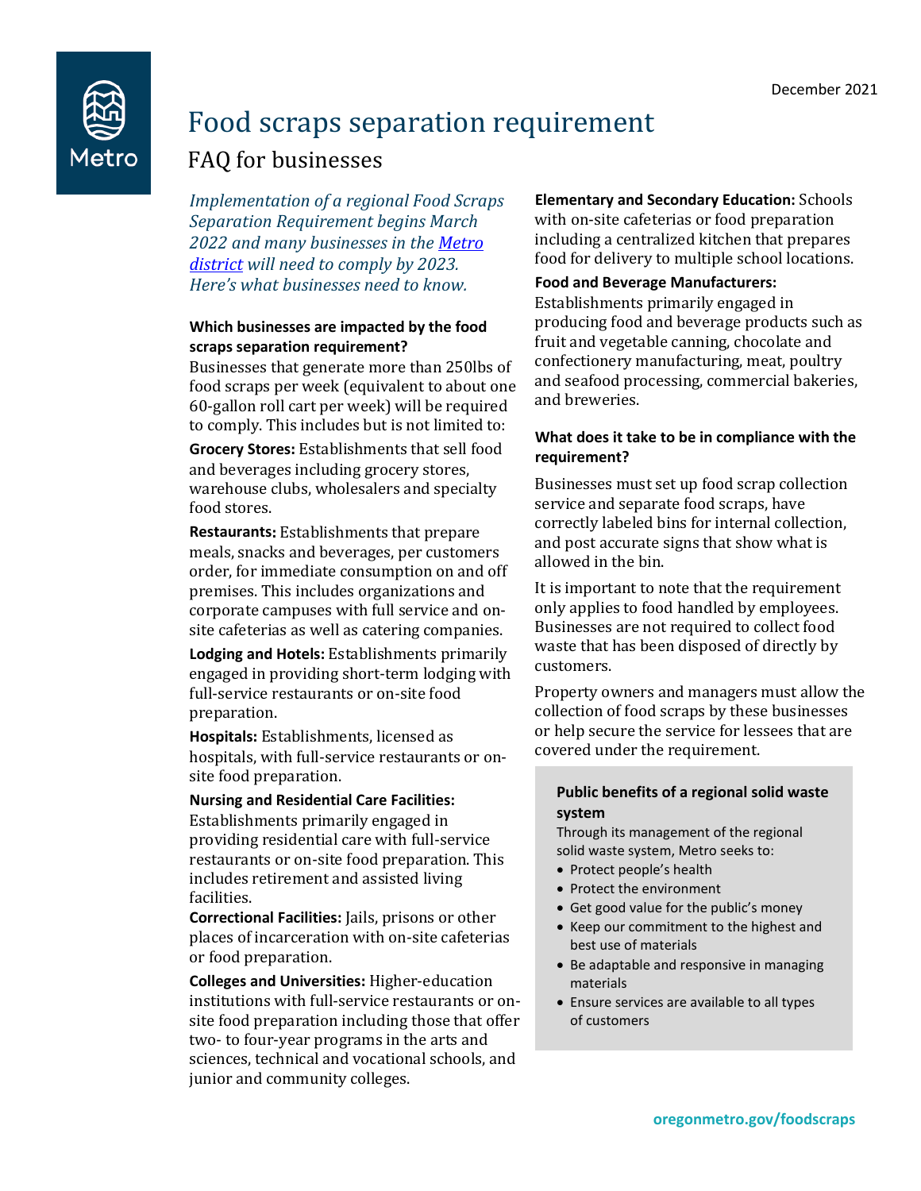December 2021

# Food scraps separation requirement

## FAQ for businesses

*Implementation of a regional Food Scraps Separation Requirement begins March 2022 and many businesses in the Metro district will need to comply by 2023. Here's what businesses need to know.*

### Which businesses are impacted by the food scraps separation requirement?

Businesses that generate more than 250lbs of food scraps per week (equivalent to about one 60-gallon roll cart per week) will be required to comply. This includes but is not limited to:

**Grocery Stores:** Establishments that sell food and beverages including grocery stores, warehouse clubs, wholesalers and specialty food stores.

**Restaurants:** Establishments that prepare meals, snacks and beverages, per customers order, for immediate consumption on and off premises. This includes organizations and corporate campuses with full service and on-site cafeterias as well as catering companies.

**Lodging and Hotels:** Establishments primarily engaged in providing short-term lodging with full-service restaurants or on-site food preparation.

**Hospitals:** Establishments, licensed as hospitals, with full-service restaurants or on-site food preparation.

**Nursing and Residential Care Facilities:** Establishments primarily engaged in providing residential care with full-service restaurants or on-site food preparation. This includes retirement and assisted living facilities.

**Correctional Facilities:** Jails, prisons or other places of incarceration with on-site cafeterias or food preparation.

**Colleges and Universities:** Higher-education institutions with full-service restaurants or on-site food preparation including those that offer two- to four-year programs in the arts and sciences, technical and vocational schools, and junior and community colleges.

**Elementary and Secondary Education:** Schools with on-site cafeterias or food preparation including a centralized kitchen that prepares food for delivery to multiple school locations.

**Food and Beverage Manufacturers:** Establishments primarily engaged in producing food and beverage products such as fruit and vegetable canning, chocolate and confectionery manufacturing, meat, poultry and seafood processing, commercial bakeries, and breweries.

### What does it take to be in compliance with the requirement?

Businesses must set up food scrap collection service and separate food scraps, have correctly labeled bins for internal collection, and post accurate signs that show what is allowed in the bin.

It is important to note that the requirement only applies to food handled by employees. Businesses are not required to collect food waste that has been disposed of directly by customers.

Property owners and managers must allow the collection of food scraps by these businesses or help secure the service for lessees that are covered under the requirement.

#### Public benefits of a regional solid waste system

Through its management of the regional solid waste system, Metro seeks to:

- Protect people's health
- Protect the environment
- Get good value for the public's money
- Keep our commitment to the highest and best use of materials
- Be adaptable and responsive in managing materials
- Ensure services are available to all types of customers

oregonmetro.gov/foodscraps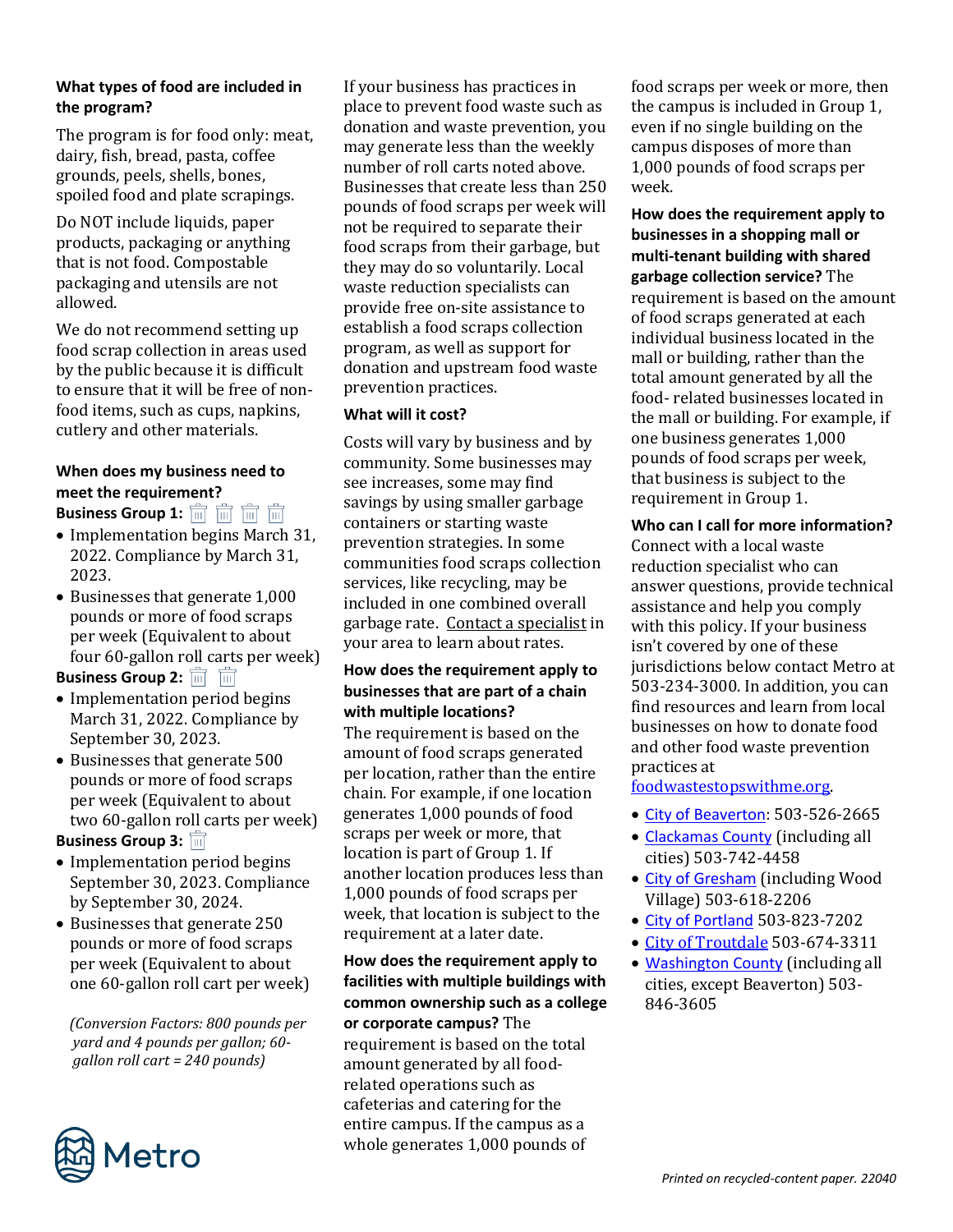**What types of food are included in the program?**

The program is for food only: meat, dairy, fish, bread, pasta, coffee grounds, peels, shells, bones, spoiled food and plate scrapings.

Do NOT include liquids, paper products, packaging or anything that is not food. Compostable packaging and utensils are not allowed.

We do not recommend setting up food scrap collection in areas used by the public because it is difficult to ensure that it will be free of non-food items, such as cups, napkins, cutlery and other materials.

**When does my business need to meet the requirement?**

**Business Group 1:**

- Implementation begins March 31, 2022. Compliance by March 31, 2023.
- Businesses that generate 1,000 pounds or more of food scraps per week (Equivalent to about four 60-gallon roll carts per week)

**Business Group 2:**

- Implementation period begins March 31, 2022. Compliance by September 30, 2023.
- Businesses that generate 500 pounds or more of food scraps per week (Equivalent to about two 60-gallon roll carts per week)

**Business Group 3:**

- Implementation period begins September 30, 2023. Compliance by September 30, 2024.
- Businesses that generate 250 pounds or more of food scraps per week (Equivalent to about one 60-gallon roll cart per week)

*(Conversion Factors: 800 pounds per yard and 4 pounds per gallon; 60-gallon roll cart = 240 pounds)*

If your business has practices in place to prevent food waste such as donation and waste prevention, you may generate less than the weekly number of roll carts noted above. Businesses that create less than 250 pounds of food scraps per week will not be required to separate their food scraps from their garbage, but they may do so voluntarily. Local waste reduction specialists can provide free on-site assistance to establish a food scraps collection program, as well as support for donation and upstream food waste prevention practices.

**What will it cost?**

Costs will vary by business and by community. Some businesses may see increases, some may find savings by using smaller garbage containers or starting waste prevention strategies. In some communities food scraps collection services, like recycling, may be included in one combined overall garbage rate. Contact a specialist in your area to learn about rates.

**How does the requirement apply to businesses that are part of a chain with multiple locations?**

The requirement is based on the amount of food scraps generated per location, rather than the entire chain. For example, if one location generates 1,000 pounds of food scraps per week or more, that location is part of Group 1. If another location produces less than 1,000 pounds of food scraps per week, that location is subject to the requirement at a later date.

**How does the requirement apply to facilities with multiple buildings with common ownership such as a college or corporate campus?** The requirement is based on the total amount generated by all food-related operations such as cafeterias and catering for the entire campus. If the campus as a whole generates 1,000 pounds of food scraps per week or more, then the campus is included in Group 1, even if no single building on the campus disposes of more than 1,000 pounds of food scraps per week.

**How does the requirement apply to businesses in a shopping mall or multi-tenant building with shared garbage collection service?** The requirement is based on the amount of food scraps generated at each individual business located in the mall or building, rather than the total amount generated by all the food- related businesses located in the mall or building. For example, if one business generates 1,000 pounds of food scraps per week, that business is subject to the requirement in Group 1.

**Who can I call for more information?**

Connect with a local waste reduction specialist who can answer questions, provide technical assistance and help you comply with this policy. If your business isn't covered by one of these jurisdictions below contact Metro at 503-234-3000. In addition, you can find resources and learn from local businesses on how to donate food and other food waste prevention practices at foodwastestopswithme.org.

- City of Beaverton: 503-526-2665
- Clackamas County (including all cities) 503-742-4458
- City of Gresham (including Wood Village) 503-618-2206
- City of Portland 503-823-7202
- City of Troutdale 503-674-3311
- Washington County (including all cities, except Beaverton) 503-846-3605

Metro

*Printed on recycled-content paper. 22040*